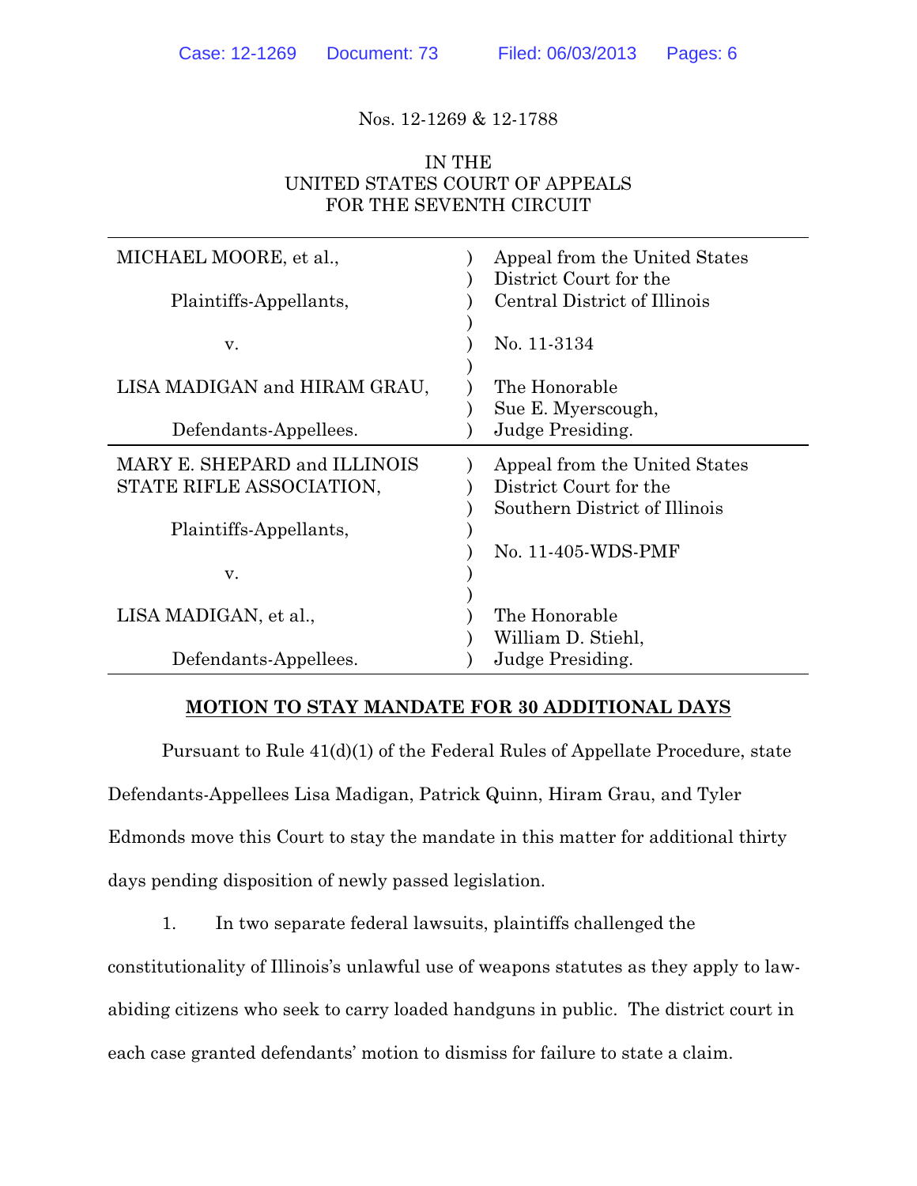Nos. 12-1269 & 12-1788

IN THE
UNITED STATES COURT OF APPEALS
FOR THE SEVENTH CIRCUIT

| | | |
|---|---|---|
| MICHAEL MOORE, et al., | ) | Appeal from the United States |
| | ) | District Court for the |
| Plaintiffs-Appellants, | ) | Central District of Illinois |
| | ) | |
| v. | ) | No. 11-3134 |
| | ) | |
| LISA MADIGAN and HIRAM GRAU, | ) | The Honorable |
| | ) | Sue E. Myerscough, |
| Defendants-Appellees. | ) | Judge Presiding. |
| MARY E. SHEPARD and ILLINOIS STATE RIFLE ASSOCIATION, | ) | Appeal from the United States |
| | ) | District Court for the |
| | ) | Southern District of Illinois |
| Plaintiffs-Appellants, | ) | |
| | ) | No. 11-405-WDS-PMF |
| v. | ) | |
| | ) | |
| LISA MADIGAN, et al., | ) | The Honorable |
| | ) | William D. Stiehl, |
| Defendants-Appellees. | ) | Judge Presiding. |

**MOTION TO STAY MANDATE FOR 30 ADDITIONAL DAYS**

Pursuant to Rule 41(d)(1) of the Federal Rules of Appellate Procedure, state Defendants-Appellees Lisa Madigan, Patrick Quinn, Hiram Grau, and Tyler Edmonds move this Court to stay the mandate in this matter for additional thirty days pending disposition of newly passed legislation.

1. In two separate federal lawsuits, plaintiffs challenged the constitutionality of Illinois's unlawful use of weapons statutes as they apply to law-abiding citizens who seek to carry loaded handguns in public. The district court in each case granted defendants' motion to dismiss for failure to state a claim.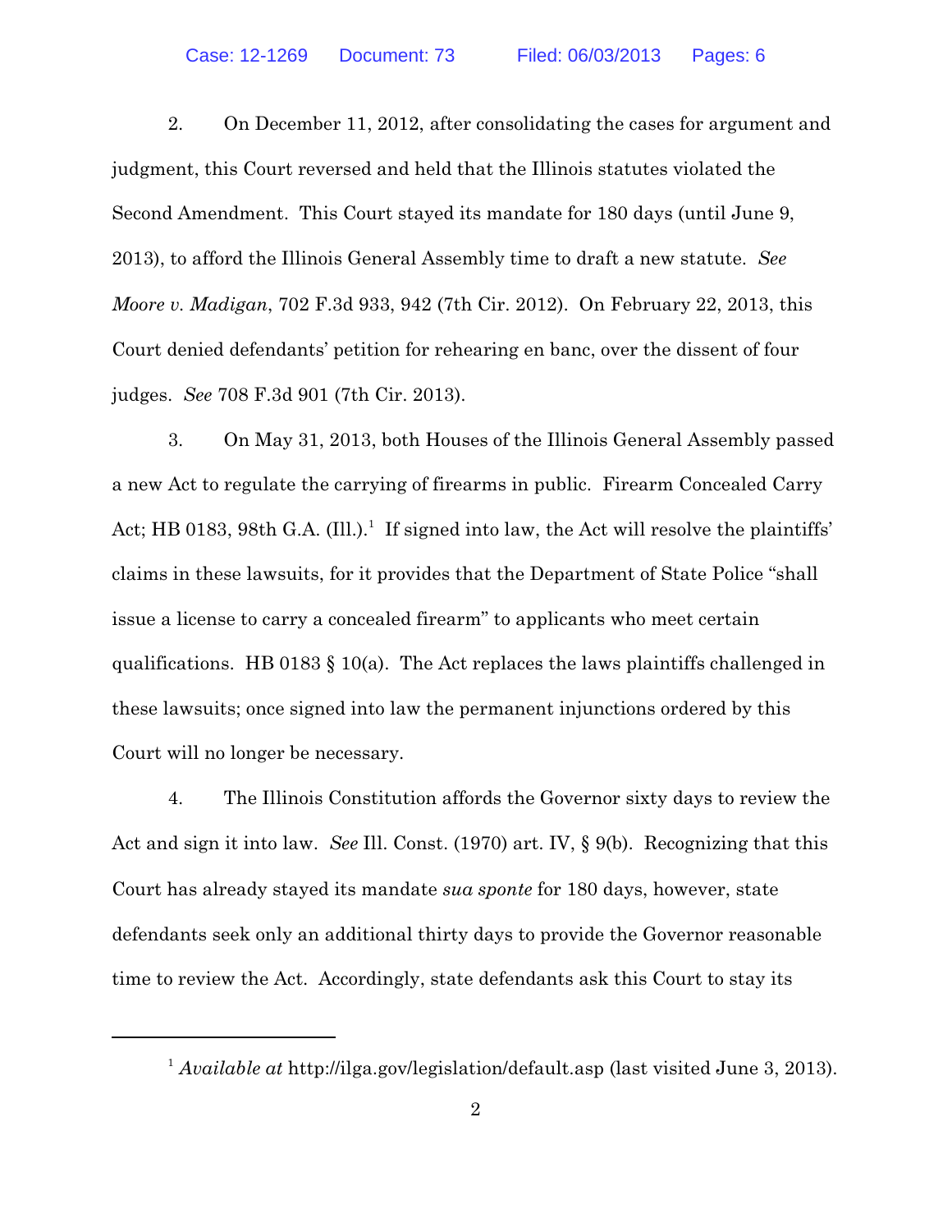2. On December 11, 2012, after consolidating the cases for argument and judgment, this Court reversed and held that the Illinois statutes violated the Second Amendment. This Court stayed its mandate for 180 days (until June 9, 2013), to afford the Illinois General Assembly time to draft a new statute. *See Moore v. Madigan*, 702 F.3d 933, 942 (7th Cir. 2012). On February 22, 2013, this Court denied defendants' petition for rehearing en banc, over the dissent of four judges. *See* 708 F.3d 901 (7th Cir. 2013).

3. On May 31, 2013, both Houses of the Illinois General Assembly passed a new Act to regulate the carrying of firearms in public. Firearm Concealed Carry Act; HB 0183, 98th G.A. (Ill.).[1] If signed into law, the Act will resolve the plaintiffs' claims in these lawsuits, for it provides that the Department of State Police "shall issue a license to carry a concealed firearm" to applicants who meet certain qualifications. HB 0183 § 10(a). The Act replaces the laws plaintiffs challenged in these lawsuits; once signed into law the permanent injunctions ordered by this Court will no longer be necessary.

4. The Illinois Constitution affords the Governor sixty days to review the Act and sign it into law. *See* Ill. Const. (1970) art. IV, § 9(b). Recognizing that this Court has already stayed its mandate *sua sponte* for 180 days, however, state defendants seek only an additional thirty days to provide the Governor reasonable time to review the Act. Accordingly, state defendants ask this Court to stay its

---

[1] *Available at* http://ilga.gov/legislation/default.asp (last visited June 3, 2013).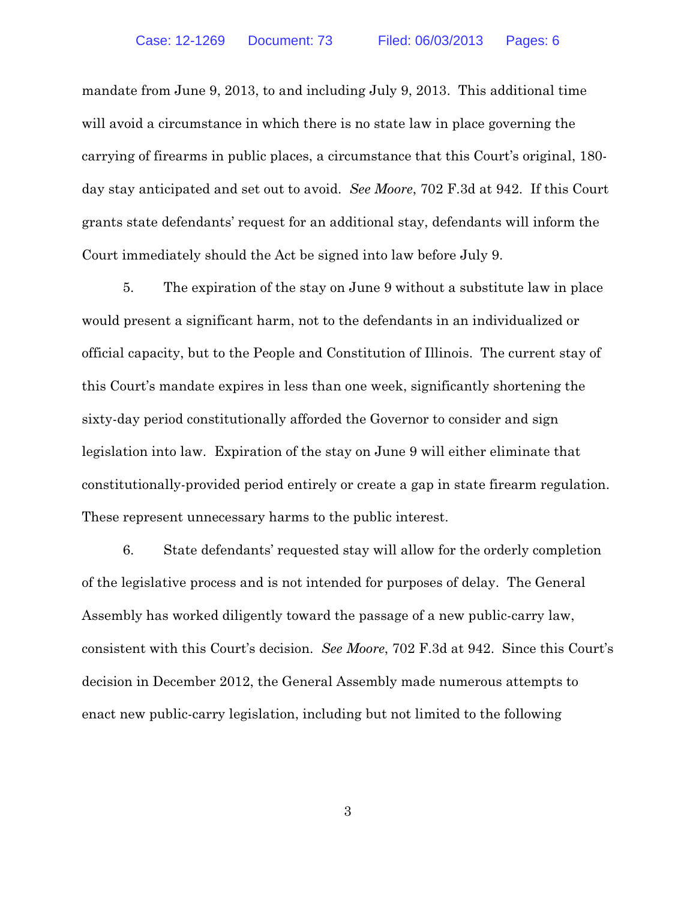mandate from June 9, 2013, to and including July 9, 2013. This additional time will avoid a circumstance in which there is no state law in place governing the carrying of firearms in public places, a circumstance that this Court's original, 180-day stay anticipated and set out to avoid. *See Moore*, 702 F.3d at 942. If this Court grants state defendants' request for an additional stay, defendants will inform the Court immediately should the Act be signed into law before July 9.

5. The expiration of the stay on June 9 without a substitute law in place would present a significant harm, not to the defendants in an individualized or official capacity, but to the People and Constitution of Illinois. The current stay of this Court's mandate expires in less than one week, significantly shortening the sixty-day period constitutionally afforded the Governor to consider and sign legislation into law. Expiration of the stay on June 9 will either eliminate that constitutionally-provided period entirely or create a gap in state firearm regulation. These represent unnecessary harms to the public interest.

6. State defendants' requested stay will allow for the orderly completion of the legislative process and is not intended for purposes of delay. The General Assembly has worked diligently toward the passage of a new public-carry law, consistent with this Court's decision. *See Moore*, 702 F.3d at 942. Since this Court's decision in December 2012, the General Assembly made numerous attempts to enact new public-carry legislation, including but not limited to the following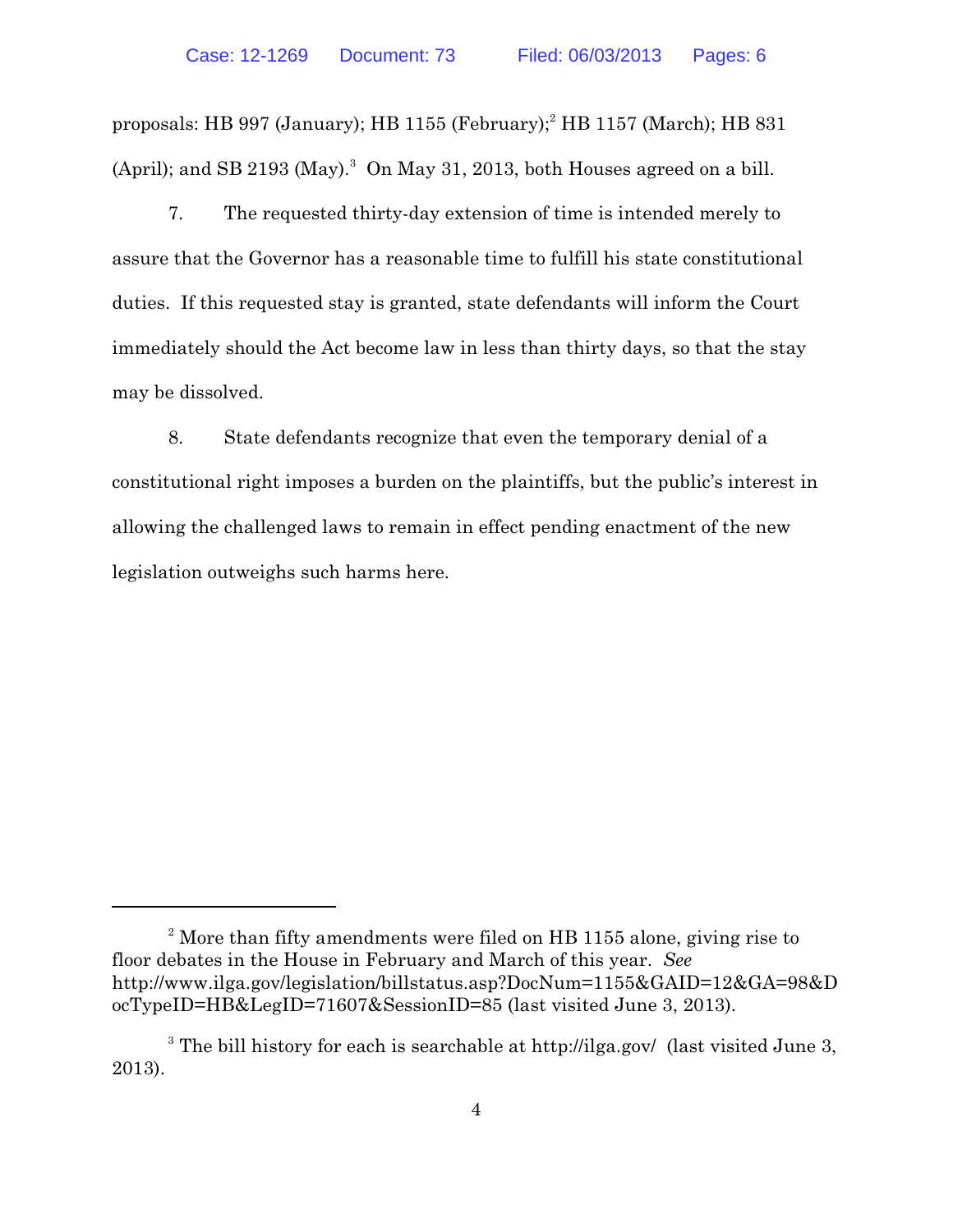proposals: HB 997 (January); HB 1155 (February);[2] HB 1157 (March); HB 831 (April); and SB 2193 (May).[3] On May 31, 2013, both Houses agreed on a bill.

7. The requested thirty-day extension of time is intended merely to assure that the Governor has a reasonable time to fulfill his state constitutional duties. If this requested stay is granted, state defendants will inform the Court immediately should the Act become law in less than thirty days, so that the stay may be dissolved.

8. State defendants recognize that even the temporary denial of a constitutional right imposes a burden on the plaintiffs, but the public's interest in allowing the challenged laws to remain in effect pending enactment of the new legislation outweighs such harms here.

---

[2] More than fifty amendments were filed on HB 1155 alone, giving rise to floor debates in the House in February and March of this year. *See* http://www.ilga.gov/legislation/billstatus.asp?DocNum=1155&GAID=12&GA=98&DocTypeID=HB&LegID=71607&SessionID=85 (last visited June 3, 2013).

[3] The bill history for each is searchable at http://ilga.gov/ (last visited June 3, 2013).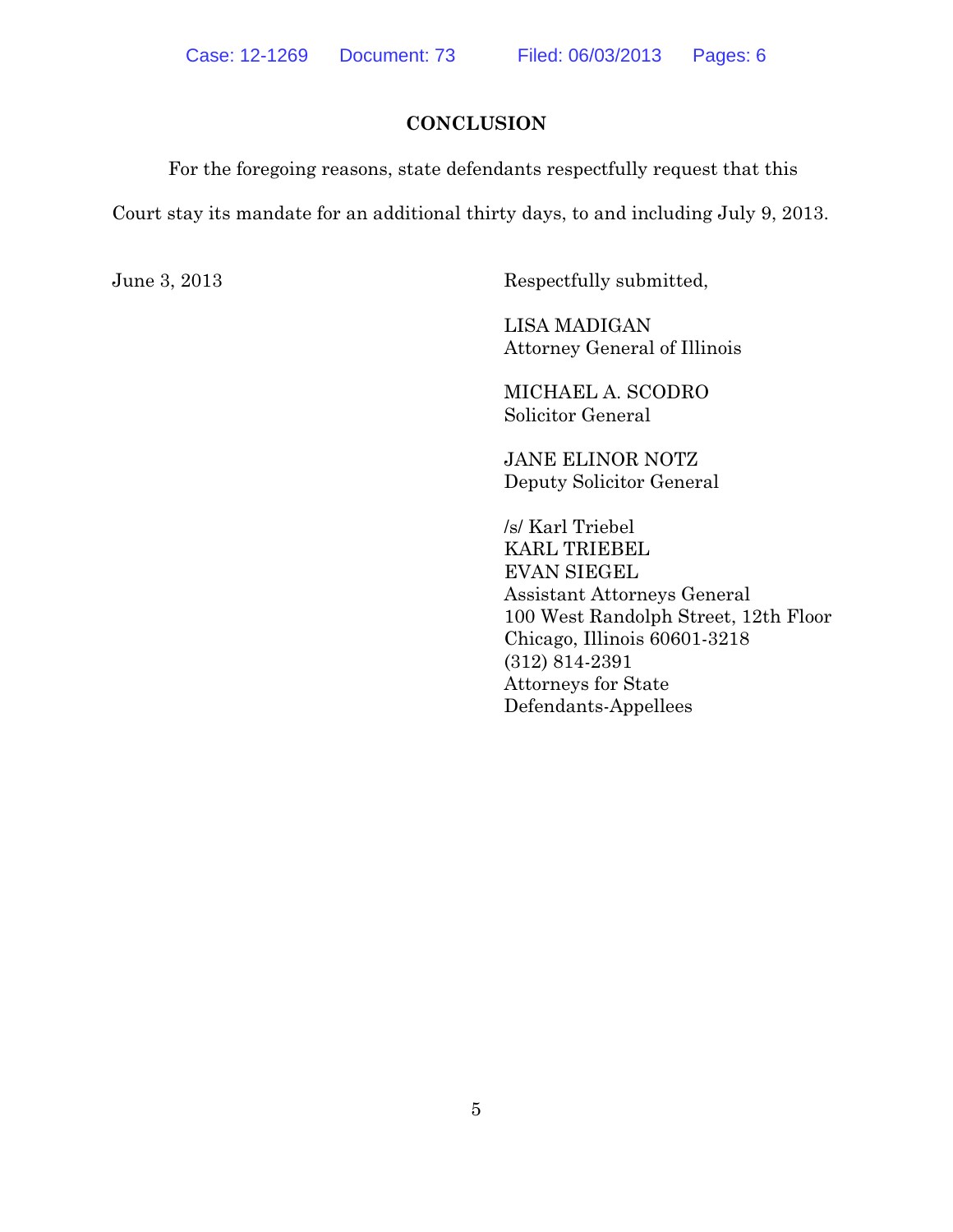## CONCLUSION

For the foregoing reasons, state defendants respectfully request that this Court stay its mandate for an additional thirty days, to and including July 9, 2013.

June 3, 2013

Respectfully submitted,

LISA MADIGAN
Attorney General of Illinois

MICHAEL A. SCODRO
Solicitor General

JANE ELINOR NOTZ
Deputy Solicitor General

/s/ Karl Triebel
KARL TRIEBEL
EVAN SIEGEL
Assistant Attorneys General
100 West Randolph Street, 12th Floor
Chicago, Illinois 60601-3218
(312) 814-2391
Attorneys for State
Defendants-Appellees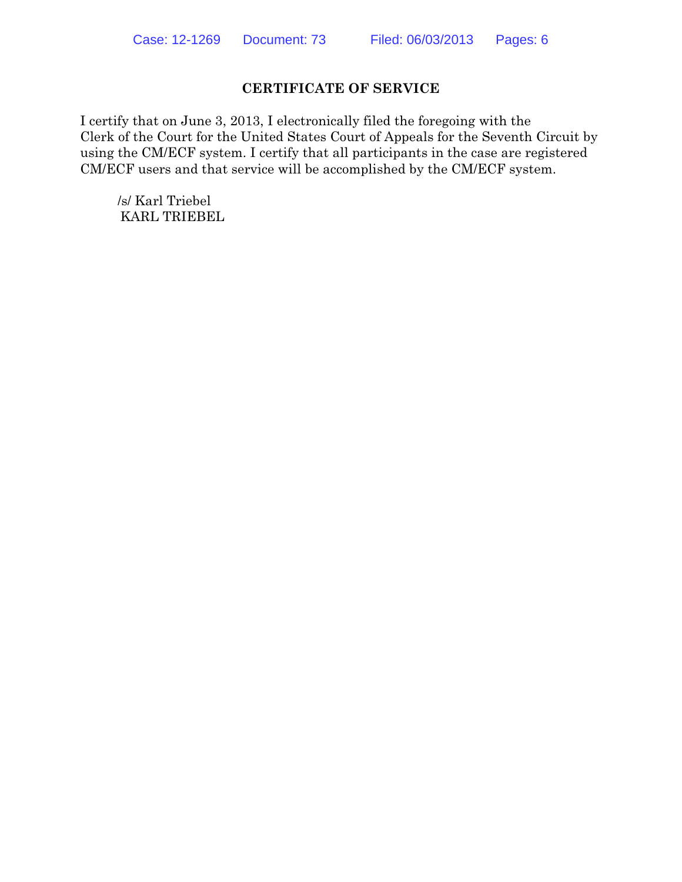## CERTIFICATE OF SERVICE

I certify that on June 3, 2013, I electronically filed the foregoing with the Clerk of the Court for the United States Court of Appeals for the Seventh Circuit by using the CM/ECF system. I certify that all participants in the case are registered CM/ECF users and that service will be accomplished by the CM/ECF system.

/s/ Karl Triebel
KARL TRIEBEL